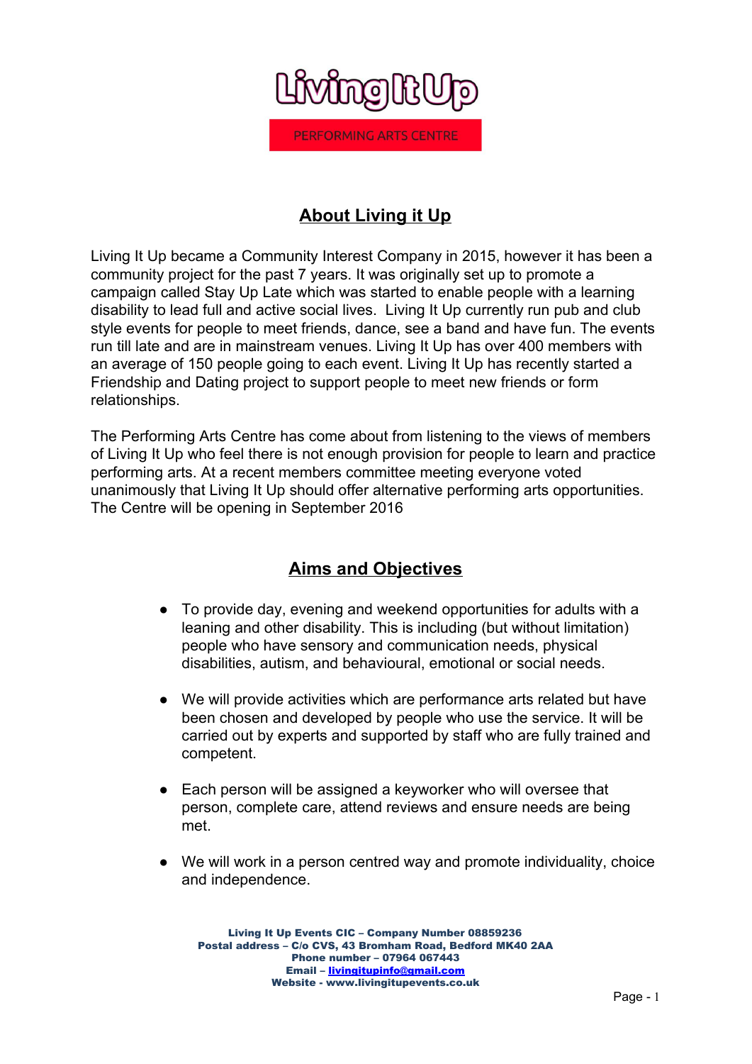# Living It Up

PERFORMING ARTS CENTRE

## About Living it Up

Living It Up became a Community Interest Company in 2015, however it has been a community project for the past 7 years. It was originally set up to promote a campaign called Stay Up Late which was started to enable people with a learning disability to lead full and active social lives. Living It Up currently run pub and club style events for people to meet friends, dance, see a band and have fun. The events run till late and are in mainstream venues. Living It Up has over 400 members with an average of 150 people going to each event. Living It Up has recently started a Friendship and Dating project to support people to meet new friends or form relationships.

The Performing Arts Centre has come about from listening to the views of members of Living It Up who feel there is not enough provision for people to learn and practice performing arts. At a recent members committee meeting everyone voted unanimously that Living It Up should offer alternative performing arts opportunities. The Centre will be opening in September 2016

## Aims and Objectives

- To provide day, evening and weekend opportunities for adults with a leaning and other disability. This is including (but without limitation) people who have sensory and communication needs, physical disabilities, autism, and behavioural, emotional or social needs.

- We will provide activities which are performance arts related but have been chosen and developed by people who use the service. It will be carried out by experts and supported by staff who are fully trained and competent.

- Each person will be assigned a keyworker who will oversee that person, complete care, attend reviews and ensure needs are being met.

- We will work in a person centred way and promote individuality, choice and independence.

**Living It Up Events CIC – Company Number 08859236**
**Postal address – C/o CVS, 43 Bromham Road, Bedford MK40 2AA**
**Phone number – 07964 067443**
**Email – livingitupinfo@gmail.com**
**Website - www.livingitupevents.co.uk**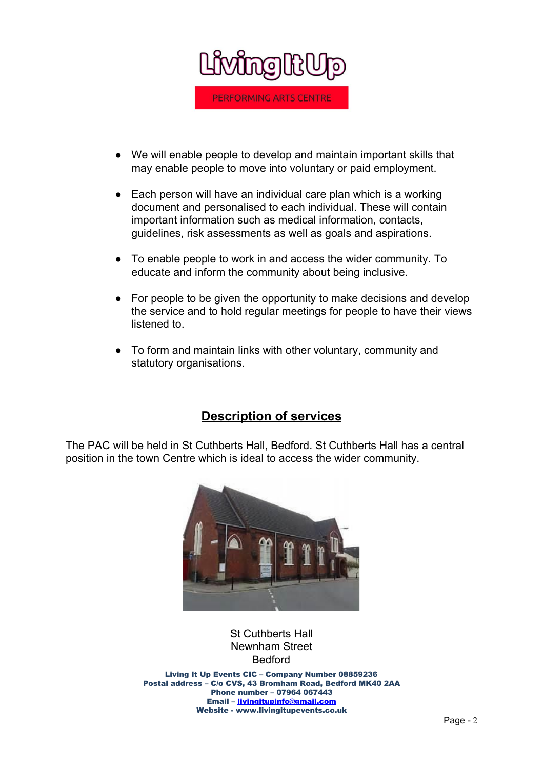- We will enable people to develop and maintain important skills that may enable people to move into voluntary or paid employment.

- Each person will have an individual care plan which is a working document and personalised to each individual. These will contain important information such as medical information, contacts, guidelines, risk assessments as well as goals and aspirations.

- To enable people to work in and access the wider community. To educate and inform the community about being inclusive.

- For people to be given the opportunity to make decisions and develop the service and to hold regular meetings for people to have their views listened to.

- To form and maintain links with other voluntary, community and statutory organisations.

## Description of services

The PAC will be held in St Cuthberts Hall, Bedford. St Cuthberts Hall has a central position in the town Centre which is ideal to access the wider community.

St Cuthberts Hall
Newnham Street
Bedford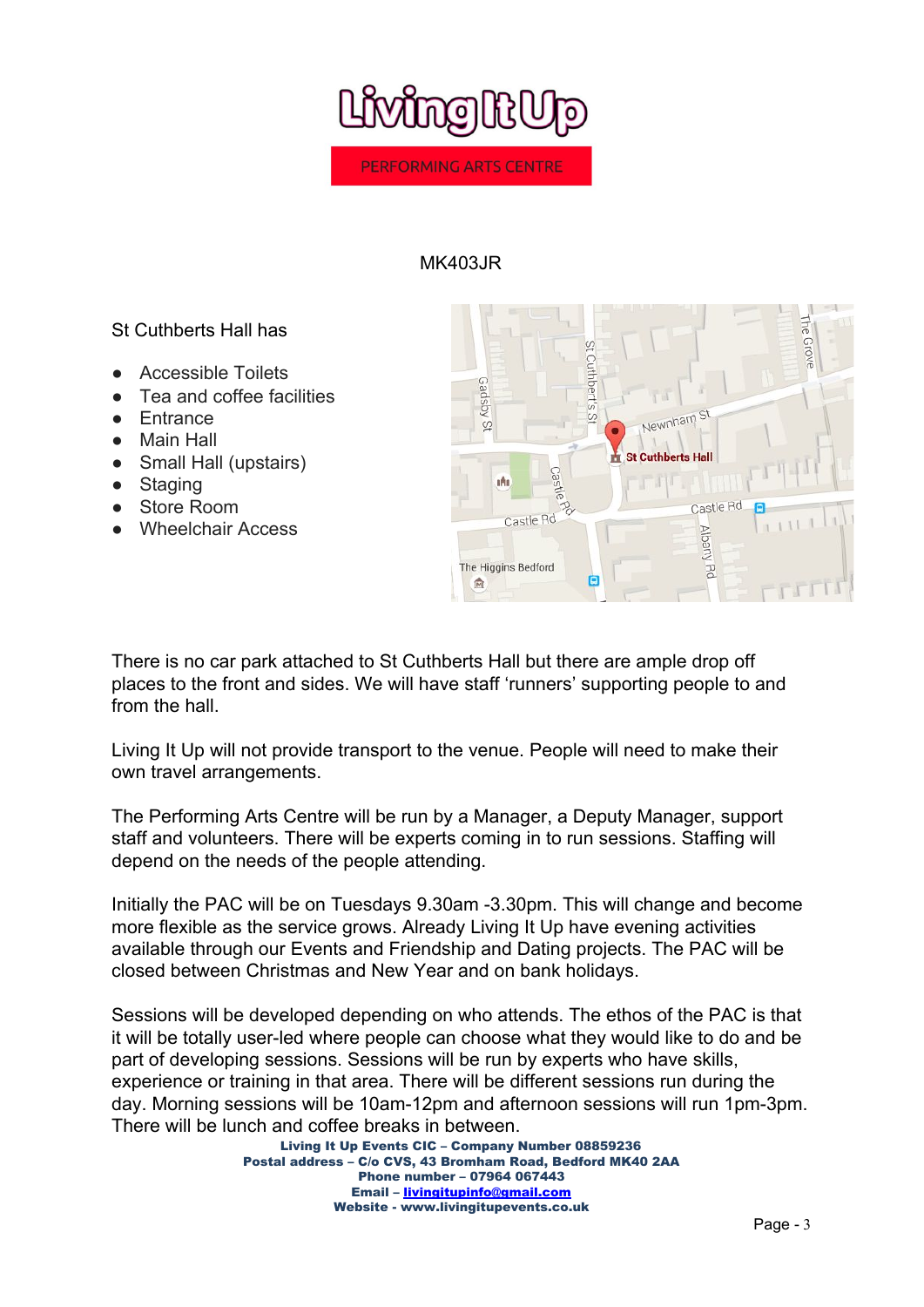# Living It Up

PERFORMING ARTS CENTRE

MK403JR

St Cuthberts Hall has

- Accessible Toilets
- Tea and coffee facilities
- Entrance
- Main Hall
- Small Hall (upstairs)
- Staging
- Store Room
- Wheelchair Access

There is no car park attached to St Cuthberts Hall but there are ample drop off places to the front and sides. We will have staff 'runners' supporting people to and from the hall.

Living It Up will not provide transport to the venue. People will need to make their own travel arrangements.

The Performing Arts Centre will be run by a Manager, a Deputy Manager, support staff and volunteers. There will be experts coming in to run sessions. Staffing will depend on the needs of the people attending.

Initially the PAC will be on Tuesdays 9.30am -3.30pm. This will change and become more flexible as the service grows. Already Living It Up have evening activities available through our Events and Friendship and Dating projects. The PAC will be closed between Christmas and New Year and on bank holidays.

Sessions will be developed depending on who attends. The ethos of the PAC is that it will be totally user-led where people can choose what they would like to do and be part of developing sessions. Sessions will be run by experts who have skills, experience or training in that area. There will be different sessions run during the day. Morning sessions will be 10am-12pm and afternoon sessions will run 1pm-3pm. There will be lunch and coffee breaks in between.

**Living It Up Events CIC – Company Number 08859236**
**Postal address – C/o CVS, 43 Bromham Road, Bedford MK40 2AA**
**Phone number – 07964 067443**
**Email – livingitupinfo@gmail.com**
**Website - www.livingitupevents.co.uk**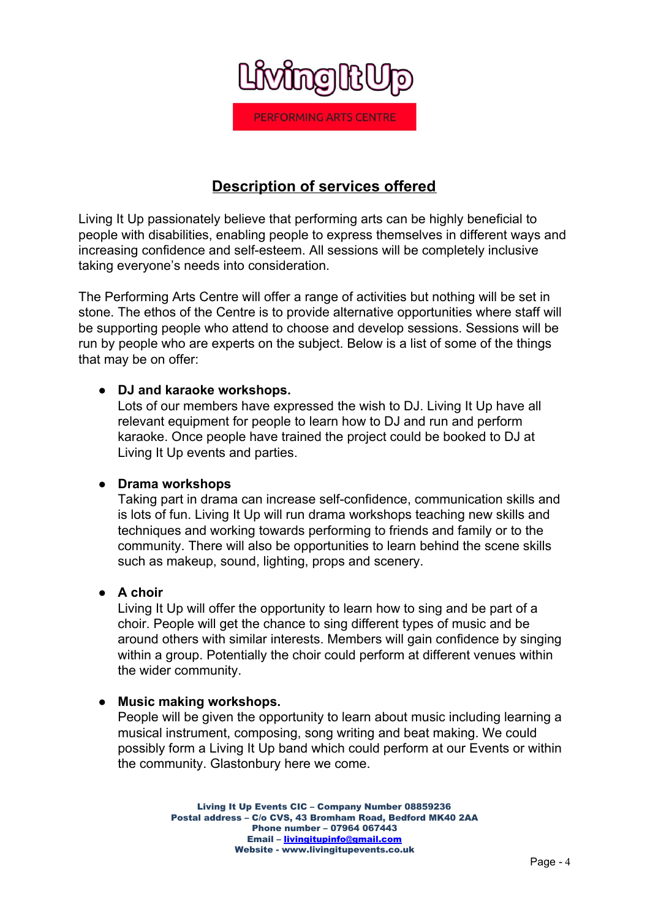## Description of services offered

Living It Up passionately believe that performing arts can be highly beneficial to people with disabilities, enabling people to express themselves in different ways and increasing confidence and self-esteem. All sessions will be completely inclusive taking everyone's needs into consideration.

The Performing Arts Centre will offer a range of activities but nothing will be set in stone. The ethos of the Centre is to provide alternative opportunities where staff will be supporting people who attend to choose and develop sessions. Sessions will be run by people who are experts on the subject. Below is a list of some of the things that may be on offer:

- **DJ and karaoke workshops.**
  Lots of our members have expressed the wish to DJ. Living It Up have all relevant equipment for people to learn how to DJ and run and perform karaoke. Once people have trained the project could be booked to DJ at Living It Up events and parties.

- **Drama workshops**
  Taking part in drama can increase self-confidence, communication skills and is lots of fun. Living It Up will run drama workshops teaching new skills and techniques and working towards performing to friends and family or to the community. There will also be opportunities to learn behind the scene skills such as makeup, sound, lighting, props and scenery.

- **A choir**
  Living It Up will offer the opportunity to learn how to sing and be part of a choir. People will get the chance to sing different types of music and be around others with similar interests. Members will gain confidence by singing within a group. Potentially the choir could perform at different venues within the wider community.

- **Music making workshops.**
  People will be given the opportunity to learn about music including learning a musical instrument, composing, song writing and beat making. We could possibly form a Living It Up band which could perform at our Events or within the community. Glastonbury here we come.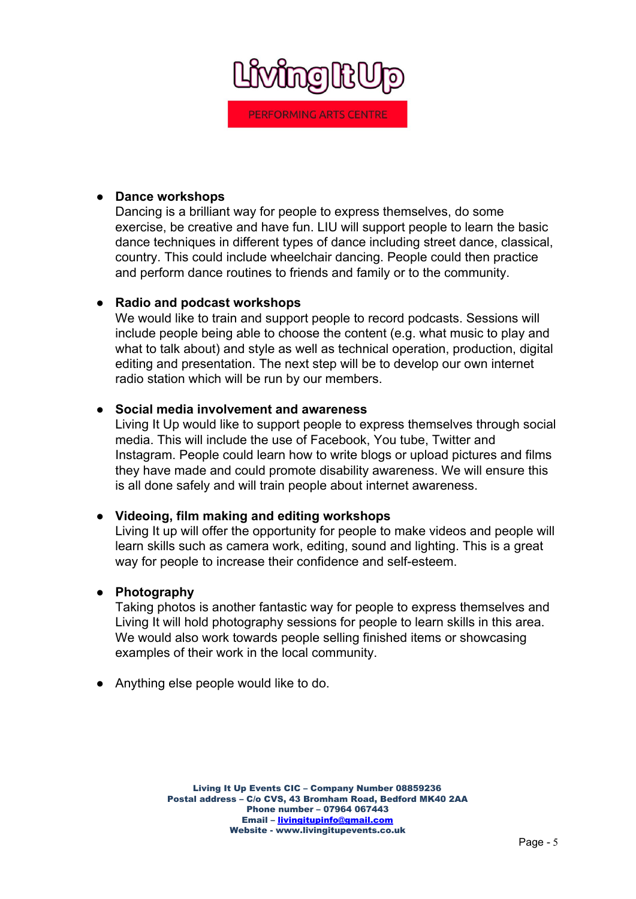- **Dance workshops**
  Dancing is a brilliant way for people to express themselves, do some exercise, be creative and have fun. LIU will support people to learn the basic dance techniques in different types of dance including street dance, classical, country. This could include wheelchair dancing. People could then practice and perform dance routines to friends and family or to the community.

- **Radio and podcast workshops**
  We would like to train and support people to record podcasts. Sessions will include people being able to choose the content (e.g. what music to play and what to talk about) and style as well as technical operation, production, digital editing and presentation. The next step will be to develop our own internet radio station which will be run by our members.

- **Social media involvement and awareness**
  Living It Up would like to support people to express themselves through social media. This will include the use of Facebook, You tube, Twitter and Instagram. People could learn how to write blogs or upload pictures and films they have made and could promote disability awareness. We will ensure this is all done safely and will train people about internet awareness.

- **Videoing, film making and editing workshops**
  Living It up will offer the opportunity for people to make videos and people will learn skills such as camera work, editing, sound and lighting. This is a great way for people to increase their confidence and self-esteem.

- **Photography**
  Taking photos is another fantastic way for people to express themselves and Living It will hold photography sessions for people to learn skills in this area. We would also work towards people selling finished items or showcasing examples of their work in the local community.

- Anything else people would like to do.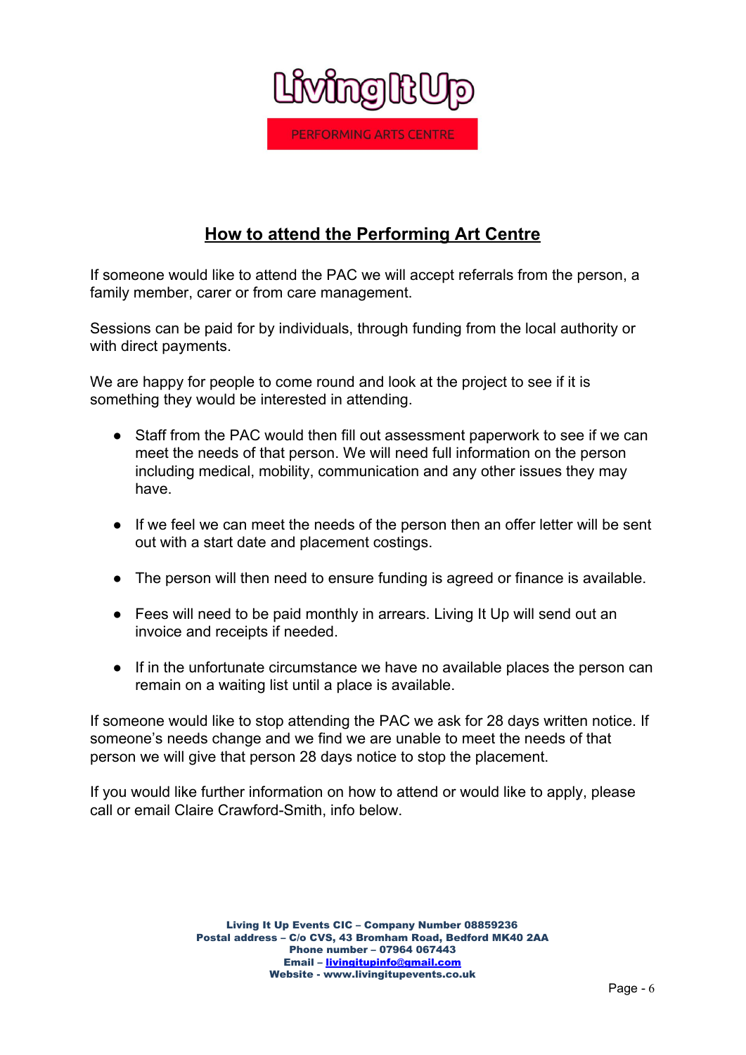Living It Up

PERFORMING ARTS CENTRE

## How to attend the Performing Art Centre

If someone would like to attend the PAC we will accept referrals from the person, a family member, carer or from care management.

Sessions can be paid for by individuals, through funding from the local authority or with direct payments.

We are happy for people to come round and look at the project to see if it is something they would be interested in attending.

- Staff from the PAC would then fill out assessment paperwork to see if we can meet the needs of that person. We will need full information on the person including medical, mobility, communication and any other issues they may have.

- If we feel we can meet the needs of the person then an offer letter will be sent out with a start date and placement costings.

- The person will then need to ensure funding is agreed or finance is available.

- Fees will need to be paid monthly in arrears. Living It Up will send out an invoice and receipts if needed.

- If in the unfortunate circumstance we have no available places the person can remain on a waiting list until a place is available.

If someone would like to stop attending the PAC we ask for 28 days written notice. If someone's needs change and we find we are unable to meet the needs of that person we will give that person 28 days notice to stop the placement.

If you would like further information on how to attend or would like to apply, please call or email Claire Crawford-Smith, info below.

**Living It Up Events CIC – Company Number 08859236**
**Postal address – C/o CVS, 43 Bromham Road, Bedford MK40 2AA**
**Phone number – 07964 067443**
**Email – livingitupinfo@gmail.com**
**Website - www.livingitupevents.co.uk**